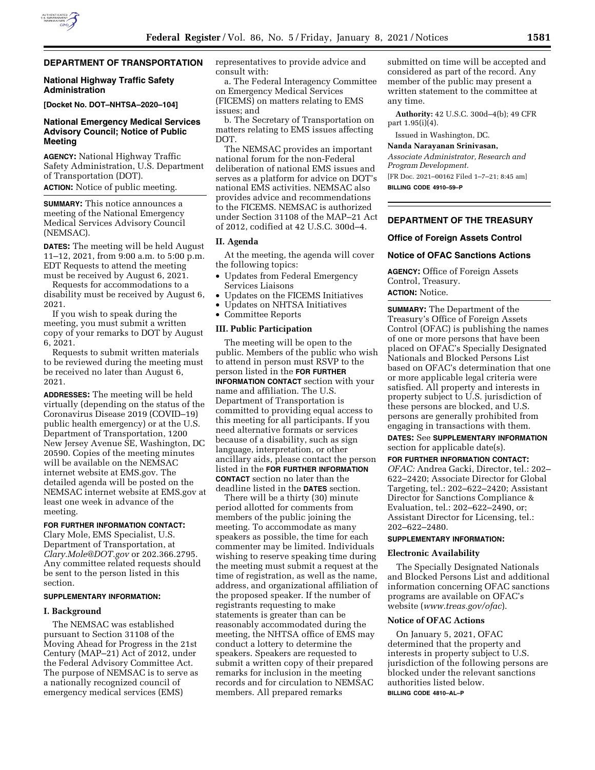## DEPARTMENT OF TRANSPORTATION

### National Highway Traffic Safety Administration

**[Docket No. DOT–NHTSA–2020–104]**

### National Emergency Medical Services Advisory Council; Notice of Public Meeting

**AGENCY:** National Highway Traffic Safety Administration, U.S. Department of Transportation (DOT).

**ACTION:** Notice of public meeting.

**SUMMARY:** This notice announces a meeting of the National Emergency Medical Services Advisory Council (NEMSAC).

**DATES:** The meeting will be held August 11–12, 2021, from 9:00 a.m. to 5:00 p.m. EDT Requests to attend the meeting must be received by August 6, 2021.

Requests for accommodations to a disability must be received by August 6, 2021.

If you wish to speak during the meeting, you must submit a written copy of your remarks to DOT by August 6, 2021.

Requests to submit written materials to be reviewed during the meeting must be received no later than August 6, 2021.

**ADDRESSES:** The meeting will be held virtually (depending on the status of the Coronavirus Disease 2019 (COVID–19) public health emergency) or at the U.S. Department of Transportation, 1200 New Jersey Avenue SE, Washington, DC 20590. Copies of the meeting minutes will be available on the NEMSAC internet website at EMS.gov. The detailed agenda will be posted on the NEMSAC internet website at EMS.gov at least one week in advance of the meeting.

**FOR FURTHER INFORMATION CONTACT:** Clary Mole, EMS Specialist, U.S. Department of Transportation, at *Clary.Mole@DOT.gov* or 202.366.2795. Any committee related requests should be sent to the person listed in this section.

**SUPPLEMENTARY INFORMATION:**

#### I. Background

The NEMSAC was established pursuant to Section 31108 of the Moving Ahead for Progress in the 21st Century (MAP–21) Act of 2012, under the Federal Advisory Committee Act. The purpose of NEMSAC is to serve as a nationally recognized council of emergency medical services (EMS) representatives to provide advice and consult with:

a. The Federal Interagency Committee on Emergency Medical Services (FICEMS) on matters relating to EMS issues; and

b. The Secretary of Transportation on matters relating to EMS issues affecting DOT.

The NEMSAC provides an important national forum for the non-Federal deliberation of national EMS issues and serves as a platform for advice on DOT's national EMS activities. NEMSAC also provides advice and recommendations to the FICEMS. NEMSAC is authorized under Section 31108 of the MAP–21 Act of 2012, codified at 42 U.S.C. 300d–4.

#### II. Agenda

At the meeting, the agenda will cover the following topics:

- Updates from Federal Emergency Services Liaisons
- Updates on the FICEMS Initiatives
- Updates on NHTSA Initiatives
- Committee Reports

#### III. Public Participation

The meeting will be open to the public. Members of the public who wish to attend in person must RSVP to the person listed in the **FOR FURTHER INFORMATION CONTACT** section with your name and affiliation. The U.S. Department of Transportation is committed to providing equal access to this meeting for all participants. If you need alternative formats or services because of a disability, such as sign language, interpretation, or other ancillary aids, please contact the person listed in the **FOR FURTHER INFORMATION CONTACT** section no later than the deadline listed in the **DATES** section.

There will be a thirty (30) minute period allotted for comments from members of the public joining the meeting. To accommodate as many speakers as possible, the time for each commenter may be limited. Individuals wishing to reserve speaking time during the meeting must submit a request at the time of registration, as well as the name, address, and organizational affiliation of the proposed speaker. If the number of registrants requesting to make statements is greater than can be reasonably accommodated during the meeting, the NHTSA office of EMS may conduct a lottery to determine the speakers. Speakers are requested to submit a written copy of their prepared remarks for inclusion in the meeting records and for circulation to NEMSAC members. All prepared remarks submitted on time will be accepted and considered as part of the record. Any member of the public may present a written statement to the committee at any time.

**Authority:** 42 U.S.C. 300d–4(b); 49 CFR part 1.95(i)(4).

Issued in Washington, DC.

**Nanda Narayanan Srinivasan,**

*Associate Administrator, Research and Program Development.*

[FR Doc. 2021–00162 Filed 1–7–21; 8:45 am]

**BILLING CODE 4910–59–P**

## DEPARTMENT OF THE TREASURY

### Office of Foreign Assets Control

### Notice of OFAC Sanctions Actions

**AGENCY:** Office of Foreign Assets Control, Treasury.

**ACTION:** Notice.

**SUMMARY:** The Department of the Treasury's Office of Foreign Assets Control (OFAC) is publishing the names of one or more persons that have been placed on OFAC's Specially Designated Nationals and Blocked Persons List based on OFAC's determination that one or more applicable legal criteria were satisfied. All property and interests in property subject to U.S. jurisdiction of these persons are blocked, and U.S. persons are generally prohibited from engaging in transactions with them.

**DATES:** See **SUPPLEMENTARY INFORMATION** section for applicable date(s).

**FOR FURTHER INFORMATION CONTACT:** *OFAC:* Andrea Gacki, Director, tel.: 202–622–2420; Associate Director for Global Targeting, tel.: 202–622–2420; Assistant Director for Sanctions Compliance & Evaluation, tel.: 202–622–2490, or; Assistant Director for Licensing, tel.: 202–622–2480.

**SUPPLEMENTARY INFORMATION:**

#### Electronic Availability

The Specially Designated Nationals and Blocked Persons List and additional information concerning OFAC sanctions programs are available on OFAC's website (*www.treas.gov/ofac*).

#### Notice of OFAC Actions

On January 5, 2021, OFAC determined that the property and interests in property subject to U.S. jurisdiction of the following persons are blocked under the relevant sanctions authorities listed below.

**BILLING CODE 4810–AL–P**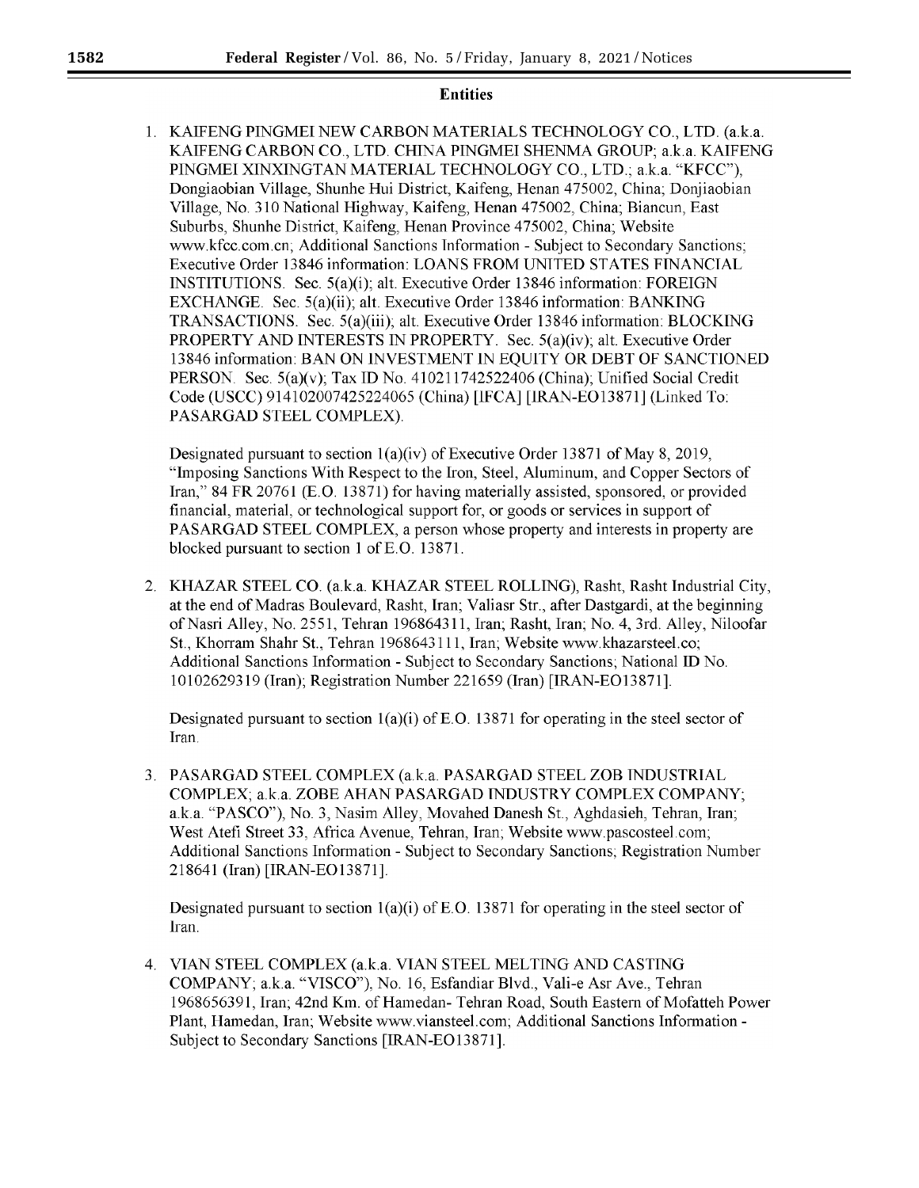## Entities

1. KAIFENG PINGMEI NEW CARBON MATERIALS TECHNOLOGY CO., LTD. (a.k.a. KAIFENG CARBON CO., LTD. CHINA PINGMEI SHENMA GROUP; a.k.a. KAIFENG PINGMEI XINXINGTAN MATERIAL TECHNOLOGY CO., LTD.; a.k.a. "KFCC"), Dongiaobian Village, Shunhe Hui District, Kaifeng, Henan 475002, China; Donjiaobian Village, No. 310 National Highway, Kaifeng, Henan 475002, China; Biancun, East Suburbs, Shunhe District, Kaifeng, Henan Province 475002, China; Website www.kfcc.com.cn; Additional Sanctions Information - Subject to Secondary Sanctions; Executive Order 13846 information: LOANS FROM UNITED STATES FINANCIAL INSTITUTIONS. Sec. 5(a)(i); alt. Executive Order 13846 information: FOREIGN EXCHANGE. Sec. 5(a)(ii); alt. Executive Order 13846 information: BANKING TRANSACTIONS. Sec. 5(a)(iii); alt. Executive Order 13846 information: BLOCKING PROPERTY AND INTERESTS IN PROPERTY. Sec. 5(a)(iv); alt. Executive Order 13846 information: BAN ON INVESTMENT IN EQUITY OR DEBT OF SANCTIONED PERSON. Sec. 5(a)(v); Tax ID No. 410211742522406 (China); Unified Social Credit Code (USCC) 914102007425224065 (China) [IFCA] [IRAN-EO13871] (Linked To: PASARGAD STEEL COMPLEX).

   Designated pursuant to section 1(a)(iv) of Executive Order 13871 of May 8, 2019, "Imposing Sanctions With Respect to the Iron, Steel, Aluminum, and Copper Sectors of Iran," 84 FR 20761 (E.O. 13871) for having materially assisted, sponsored, or provided financial, material, or technological support for, or goods or services in support of PASARGAD STEEL COMPLEX, a person whose property and interests in property are blocked pursuant to section 1 of E.O. 13871.

2. KHAZAR STEEL CO. (a.k.a. KHAZAR STEEL ROLLING), Rasht, Rasht Industrial City, at the end of Madras Boulevard, Rasht, Iran; Valiasr Str., after Dastgardi, at the beginning of Nasri Alley, No. 2551, Tehran 196864311, Iran; Rasht, Iran; No. 4, 3rd. Alley, Niloofar St., Khorram Shahr St., Tehran 1968643111, Iran; Website www.khazarsteel.co; Additional Sanctions Information - Subject to Secondary Sanctions; National ID No. 10102629319 (Iran); Registration Number 221659 (Iran) [IRAN-EO13871].

   Designated pursuant to section 1(a)(i) of E.O. 13871 for operating in the steel sector of Iran.

3. PASARGAD STEEL COMPLEX (a.k.a. PASARGAD STEEL ZOB INDUSTRIAL COMPLEX; a.k.a. ZOBE AHAN PASARGAD INDUSTRY COMPLEX COMPANY; a.k.a. "PASCO"), No. 3, Nasim Alley, Movahed Danesh St., Aghdasieh, Tehran, Iran; West Atefi Street 33, Africa Avenue, Tehran, Iran; Website www.pascosteel.com; Additional Sanctions Information - Subject to Secondary Sanctions; Registration Number 218641 (Iran) [IRAN-EO13871].

   Designated pursuant to section 1(a)(i) of E.O. 13871 for operating in the steel sector of Iran.

4. VIAN STEEL COMPLEX (a.k.a. VIAN STEEL MELTING AND CASTING COMPANY; a.k.a. "VISCO"), No. 16, Esfandiar Blvd., Vali-e Asr Ave., Tehran 1968656391, Iran; 42nd Km. of Hamedan- Tehran Road, South Eastern of Mofatteh Power Plant, Hamedan, Iran; Website www.viansteel.com; Additional Sanctions Information - Subject to Secondary Sanctions [IRAN-EO13871].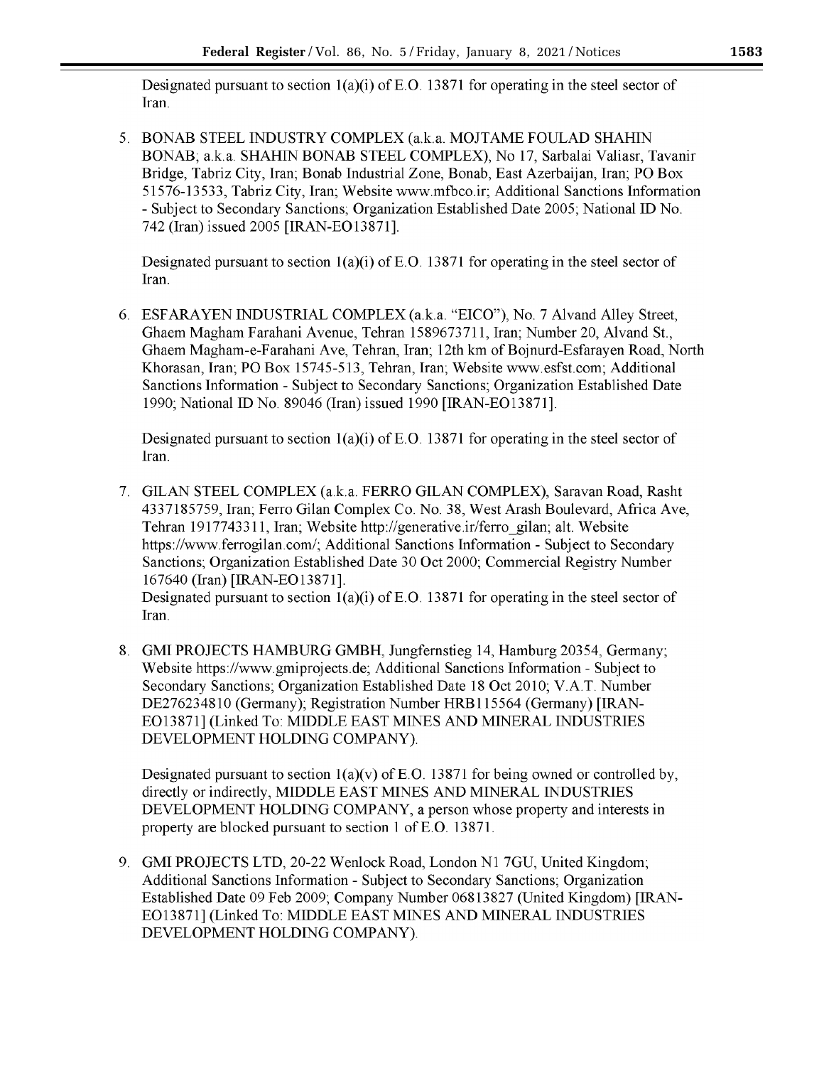Designated pursuant to section 1(a)(i) of E.O. 13871 for operating in the steel sector of Iran.

5. BONAB STEEL INDUSTRY COMPLEX (a.k.a. MOJTAME FOULAD SHAHIN BONAB; a.k.a. SHAHIN BONAB STEEL COMPLEX), No 17, Sarbalai Valiasr, Tavanir Bridge, Tabriz City, Iran; Bonab Industrial Zone, Bonab, East Azerbaijan, Iran; PO Box 51576-13533, Tabriz City, Iran; Website www.mfbco.ir; Additional Sanctions Information - Subject to Secondary Sanctions; Organization Established Date 2005; National ID No. 742 (Iran) issued 2005 [IRAN-EO13871].

   Designated pursuant to section 1(a)(i) of E.O. 13871 for operating in the steel sector of Iran.

6. ESFARAYEN INDUSTRIAL COMPLEX (a.k.a. "EICO"), No. 7 Alvand Alley Street, Ghaem Magham Farahani Avenue, Tehran 1589673711, Iran; Number 20, Alvand St., Ghaem Magham-e-Farahani Ave, Tehran, Iran; 12th km of Bojnurd-Esfarayen Road, North Khorasan, Iran; PO Box 15745-513, Tehran, Iran; Website www.esfst.com; Additional Sanctions Information - Subject to Secondary Sanctions; Organization Established Date 1990; National ID No. 89046 (Iran) issued 1990 [IRAN-EO13871].

   Designated pursuant to section 1(a)(i) of E.O. 13871 for operating in the steel sector of Iran.

7. GILAN STEEL COMPLEX (a.k.a. FERRO GILAN COMPLEX), Saravan Road, Rasht 4337185759, Iran; Ferro Gilan Complex Co. No. 38, West Arash Boulevard, Africa Ave, Tehran 1917743311, Iran; Website http://generative.ir/ferro_gilan; alt. Website https://www.ferrogilan.com/; Additional Sanctions Information - Subject to Secondary Sanctions; Organization Established Date 30 Oct 2000; Commercial Registry Number 167640 (Iran) [IRAN-EO13871].
   Designated pursuant to section 1(a)(i) of E.O. 13871 for operating in the steel sector of Iran.

8. GMI PROJECTS HAMBURG GMBH, Jungfernstieg 14, Hamburg 20354, Germany; Website https://www.gmiprojects.de; Additional Sanctions Information - Subject to Secondary Sanctions; Organization Established Date 18 Oct 2010; V.A.T. Number DE276234810 (Germany); Registration Number HRB115564 (Germany) [IRAN-EO13871] (Linked To: MIDDLE EAST MINES AND MINERAL INDUSTRIES DEVELOPMENT HOLDING COMPANY).

   Designated pursuant to section 1(a)(v) of E.O. 13871 for being owned or controlled by, directly or indirectly, MIDDLE EAST MINES AND MINERAL INDUSTRIES DEVELOPMENT HOLDING COMPANY, a person whose property and interests in property are blocked pursuant to section 1 of E.O. 13871.

9. GMI PROJECTS LTD, 20-22 Wenlock Road, London N1 7GU, United Kingdom; Additional Sanctions Information - Subject to Secondary Sanctions; Organization Established Date 09 Feb 2009; Company Number 06813827 (United Kingdom) [IRAN-EO13871] (Linked To: MIDDLE EAST MINES AND MINERAL INDUSTRIES DEVELOPMENT HOLDING COMPANY).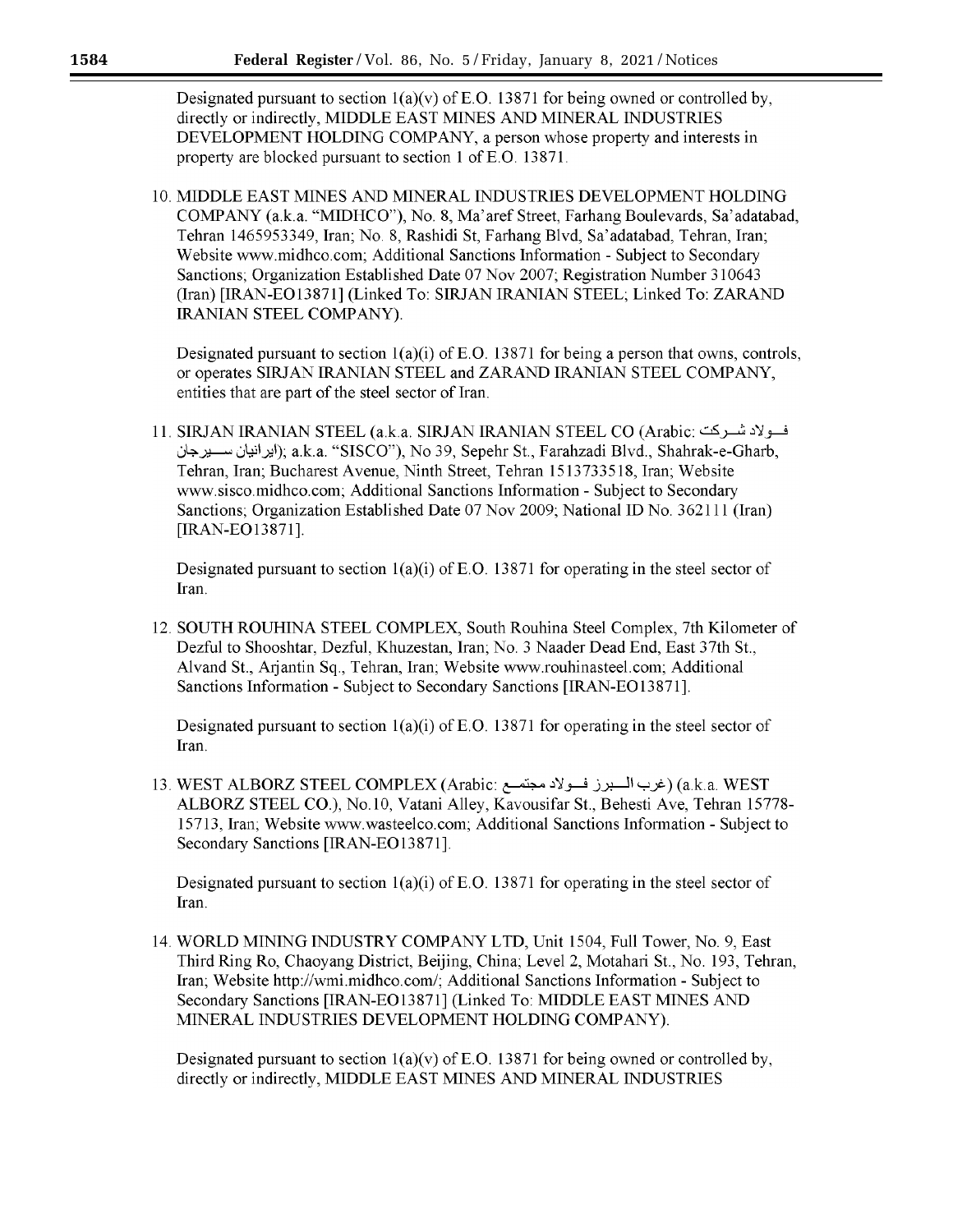Designated pursuant to section 1(a)(v) of E.O. 13871 for being owned or controlled by, directly or indirectly, MIDDLE EAST MINES AND MINERAL INDUSTRIES DEVELOPMENT HOLDING COMPANY, a person whose property and interests in property are blocked pursuant to section 1 of E.O. 13871.

10. MIDDLE EAST MINES AND MINERAL INDUSTRIES DEVELOPMENT HOLDING COMPANY (a.k.a. "MIDHCO"), No. 8, Ma'aref Street, Farhang Boulevards, Sa'adatabad, Tehran 1465953349, Iran; No. 8, Rashidi St, Farhang Blvd, Sa'adatabad, Tehran, Iran; Website www.midhco.com; Additional Sanctions Information - Subject to Secondary Sanctions; Organization Established Date 07 Nov 2007; Registration Number 310643 (Iran) [IRAN-EO13871] (Linked To: SIRJAN IRANIAN STEEL; Linked To: ZARAND IRANIAN STEEL COMPANY).

   Designated pursuant to section 1(a)(i) of E.O. 13871 for being a person that owns, controls, or operates SIRJAN IRANIAN STEEL and ZARAND IRANIAN STEEL COMPANY, entities that are part of the steel sector of Iran.

11. SIRJAN IRANIAN STEEL (a.k.a. SIRJAN IRANIAN STEEL CO (Arabic: فولاد شرکت ایرانیان سیرجان); a.k.a. "SISCO"), No 39, Sepehr St., Farahzadi Blvd., Shahrak-e-Gharb, Tehran, Iran; Bucharest Avenue, Ninth Street, Tehran 1513733518, Iran; Website www.sisco.midhco.com; Additional Sanctions Information - Subject to Secondary Sanctions; Organization Established Date 07 Nov 2009; National ID No. 362111 (Iran) [IRAN-EO13871].

   Designated pursuant to section 1(a)(i) of E.O. 13871 for operating in the steel sector of Iran.

12. SOUTH ROUHINA STEEL COMPLEX, South Rouhina Steel Complex, 7th Kilometer of Dezful to Shooshtar, Dezful, Khuzestan, Iran; No. 3 Naader Dead End, East 37th St., Alvand St., Arjantin Sq., Tehran, Iran; Website www.rouhinasteel.com; Additional Sanctions Information - Subject to Secondary Sanctions [IRAN-EO13871].

   Designated pursuant to section 1(a)(i) of E.O. 13871 for operating in the steel sector of Iran.

13. WEST ALBORZ STEEL COMPLEX (Arabic: غرب البرز فولاد مجتمع) (a.k.a. WEST ALBORZ STEEL CO.), No.10, Vatani Alley, Kavousifar St., Behesti Ave, Tehran 15778-15713, Iran; Website www.wasteelco.com; Additional Sanctions Information - Subject to Secondary Sanctions [IRAN-EO13871].

   Designated pursuant to section 1(a)(i) of E.O. 13871 for operating in the steel sector of Iran.

14. WORLD MINING INDUSTRY COMPANY LTD, Unit 1504, Full Tower, No. 9, East Third Ring Ro, Chaoyang District, Beijing, China; Level 2, Motahari St., No. 193, Tehran, Iran; Website http://wmi.midhco.com/; Additional Sanctions Information - Subject to Secondary Sanctions [IRAN-EO13871] (Linked To: MIDDLE EAST MINES AND MINERAL INDUSTRIES DEVELOPMENT HOLDING COMPANY).

   Designated pursuant to section 1(a)(v) of E.O. 13871 for being owned or controlled by, directly or indirectly, MIDDLE EAST MINES AND MINERAL INDUSTRIES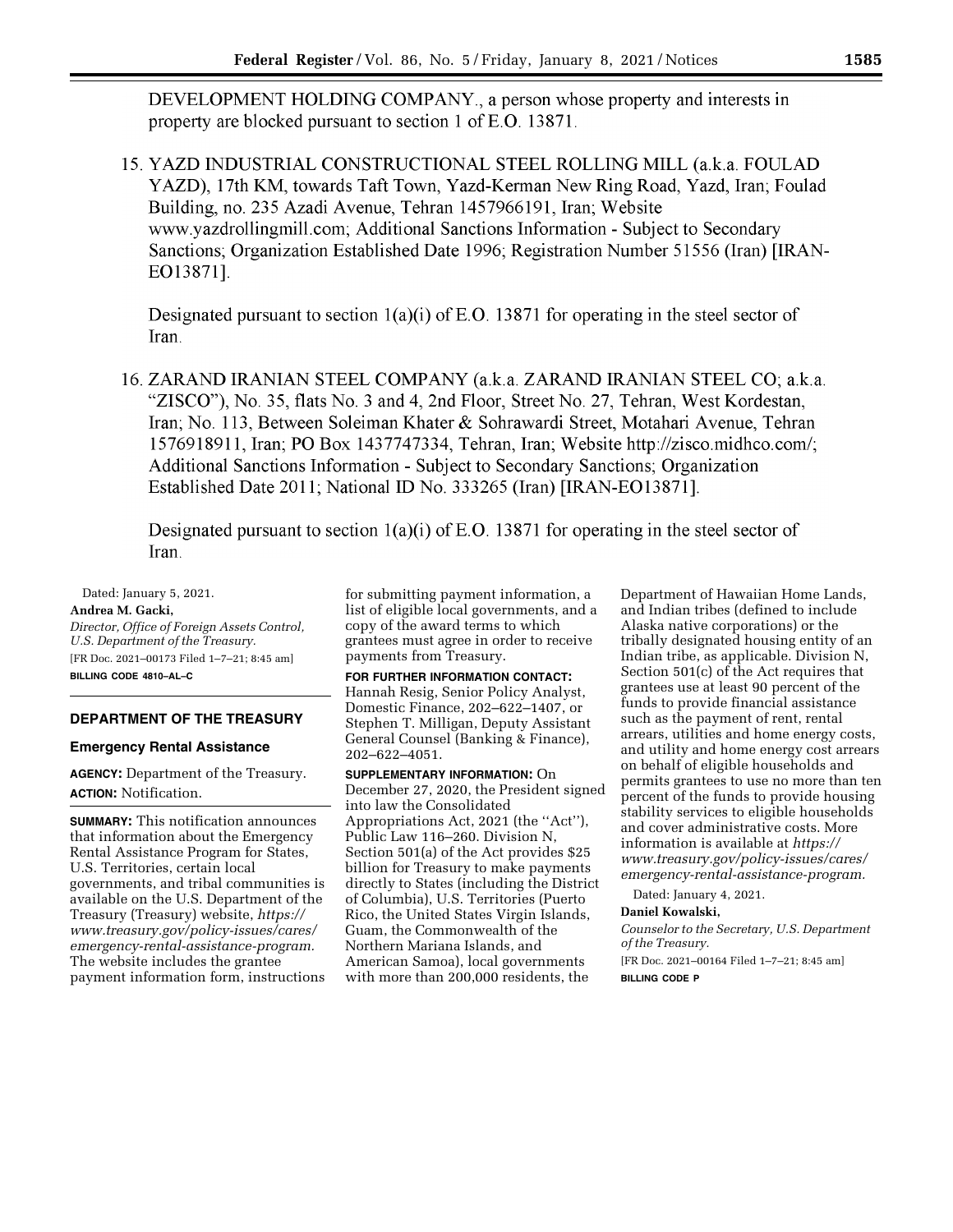DEVELOPMENT HOLDING COMPANY., a person whose property and interests in property are blocked pursuant to section 1 of E.O. 13871.

15. YAZD INDUSTRIAL CONSTRUCTIONAL STEEL ROLLING MILL (a.k.a. FOULAD YAZD), 17th KM, towards Taft Town, Yazd-Kerman New Ring Road, Yazd, Iran; Foulad Building, no. 235 Azadi Avenue, Tehran 1457966191, Iran; Website www.yazdrollingmill.com; Additional Sanctions Information - Subject to Secondary Sanctions; Organization Established Date 1996; Registration Number 51556 (Iran) [IRAN-EO13871].

Designated pursuant to section 1(a)(i) of E.O. 13871 for operating in the steel sector of Iran.

16. ZARAND IRANIAN STEEL COMPANY (a.k.a. ZARAND IRANIAN STEEL CO; a.k.a. "ZISCO"), No. 35, flats No. 3 and 4, 2nd Floor, Street No. 27, Tehran, West Kordestan, Iran; No. 113, Between Soleiman Khater & Sohrawardi Street, Motahari Avenue, Tehran 1576918911, Iran; PO Box 1437747334, Tehran, Iran; Website http://zisco.midhco.com/; Additional Sanctions Information - Subject to Secondary Sanctions; Organization Established Date 2011; National ID No. 333265 (Iran) [IRAN-EO13871].

Designated pursuant to section 1(a)(i) of E.O. 13871 for operating in the steel sector of Iran.

Dated: January 5, 2021.

**Andrea M. Gacki,**

*Director, Office of Foreign Assets Control, U.S. Department of the Treasury.*

[FR Doc. 2021–00173 Filed 1–7–21; 8:45 am]

**BILLING CODE 4810–AL–C**

## DEPARTMENT OF THE TREASURY

### Emergency Rental Assistance

**AGENCY:** Department of the Treasury.

**ACTION:** Notification.

**SUMMARY:** This notification announces that information about the Emergency Rental Assistance Program for States, U.S. Territories, certain local governments, and tribal communities is available on the U.S. Department of the Treasury (Treasury) website, *https://www.treasury.gov/policy-issues/cares/emergency-rental-assistance-program.* The website includes the grantee payment information form, instructions for submitting payment information, a list of eligible local governments, and a copy of the award terms to which grantees must agree in order to receive payments from Treasury.

**FOR FURTHER INFORMATION CONTACT:** Hannah Resig, Senior Policy Analyst, Domestic Finance, 202–622–1407, or Stephen T. Milligan, Deputy Assistant General Counsel (Banking & Finance), 202–622–4051.

**SUPPLEMENTARY INFORMATION:** On December 27, 2020, the President signed into law the Consolidated Appropriations Act, 2021 (the "Act"), Public Law 116–260. Division N, Section 501(a) of the Act provides $25 billion for Treasury to make payments directly to States (including the District of Columbia), U.S. Territories (Puerto Rico, the United States Virgin Islands, Guam, the Commonwealth of the Northern Mariana Islands, and American Samoa), local governments with more than 200,000 residents, the Department of Hawaiian Home Lands, and Indian tribes (defined to include Alaska native corporations) or the tribally designated housing entity of an Indian tribe, as applicable. Division N, Section 501(c) of the Act requires that grantees use at least 90 percent of the funds to provide financial assistance such as the payment of rent, rental arrears, utilities and home energy costs, and utility and home energy cost arrears on behalf of eligible households and permits grantees to use no more than ten percent of the funds to provide housing stability services to eligible households and cover administrative costs. More information is available at *https://www.treasury.gov/policy-issues/cares/emergency-rental-assistance-program.*

Dated: January 4, 2021.

**Daniel Kowalski,**

*Counselor to the Secretary, U.S. Department of the Treasury.*

[FR Doc. 2021–00164 Filed 1–7–21; 8:45 am]

**BILLING CODE P**